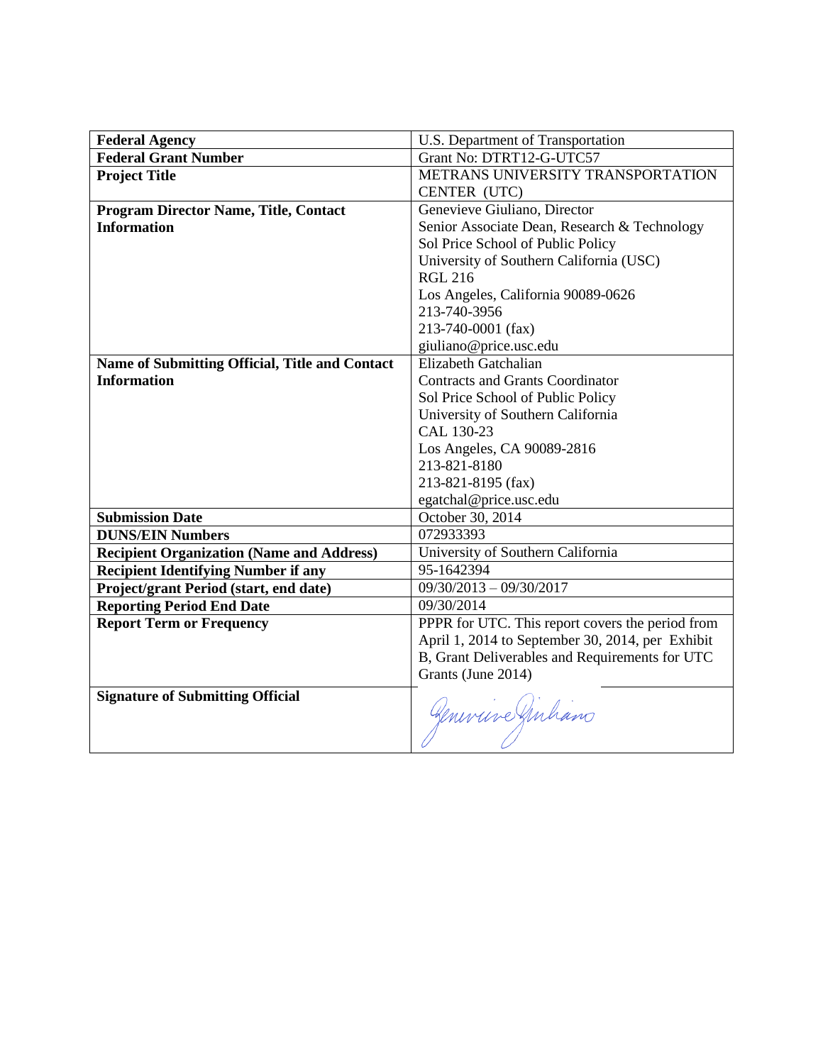| Federal Agency | U.S. Department of Transportation |
| --- | --- |
| **Federal Grant Number** | Grant No: DTRT12-G-UTC57 |
| **Project Title** | METRANS UNIVERSITY TRANSPORTATION CENTER (UTC) |
| **Program Director Name, Title, Contact Information** | Genevieve Giuliano, Director<br>Senior Associate Dean, Research & Technology<br>Sol Price School of Public Policy<br>University of Southern California (USC)<br>RGL 216<br>Los Angeles, California 90089-0626<br>213-740-3956<br>213-740-0001 (fax)<br>giuliano@price.usc.edu |
| **Name of Submitting Official, Title and Contact Information** | Elizabeth Gatchalian<br>Contracts and Grants Coordinator<br>Sol Price School of Public Policy<br>University of Southern California<br>CAL 130-23<br>Los Angeles, CA 90089-2816<br>213-821-8180<br>213-821-8195 (fax)<br>egatchal@price.usc.edu |
| **Submission Date** | October 30, 2014 |
| **DUNS/EIN Numbers** | 072933393 |
| **Recipient Organization (Name and Address)** | University of Southern California |
| **Recipient Identifying Number if any** | 95-1642394 |
| **Project/grant Period (start, end date)** | 09/30/2013 – 09/30/2017 |
| **Reporting Period End Date** | 09/30/2014 |
| **Report Term or Frequency** | PPPR for UTC. This report covers the period from April 1, 2014 to September 30, 2014, per Exhibit B, Grant Deliverables and Requirements for UTC Grants (June 2014) |
| **Signature of Submitting Official** | Genevieve Giuliano |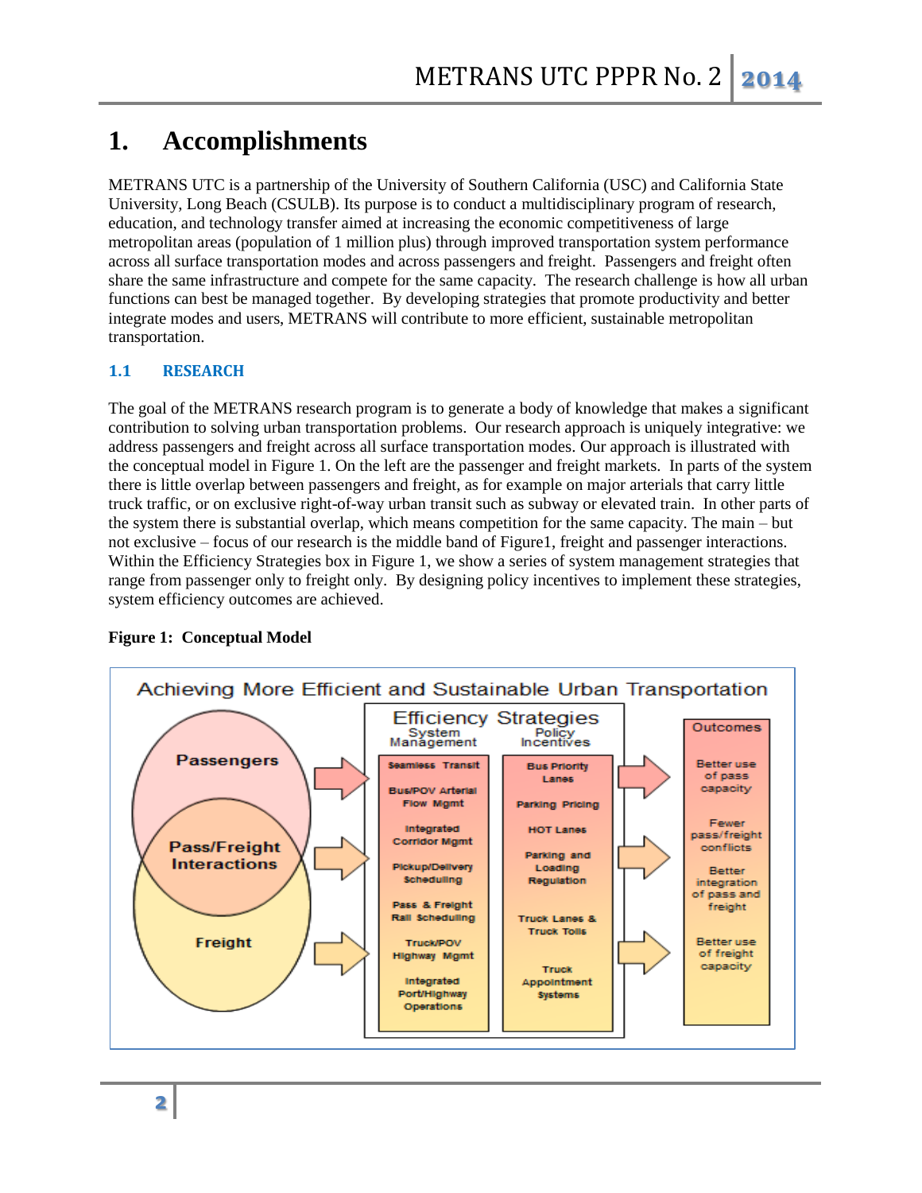# 1. Accomplishments

METRANS UTC is a partnership of the University of Southern California (USC) and California State University, Long Beach (CSULB). Its purpose is to conduct a multidisciplinary program of research, education, and technology transfer aimed at increasing the economic competitiveness of large metropolitan areas (population of 1 million plus) through improved transportation system performance across all surface transportation modes and across passengers and freight. Passengers and freight often share the same infrastructure and compete for the same capacity. The research challenge is how all urban functions can best be managed together. By developing strategies that promote productivity and better integrate modes and users, METRANS will contribute to more efficient, sustainable metropolitan transportation.

## 1.1 RESEARCH

The goal of the METRANS research program is to generate a body of knowledge that makes a significant contribution to solving urban transportation problems. Our research approach is uniquely integrative: we address passengers and freight across all surface transportation modes. Our approach is illustrated with the conceptual model in Figure 1. On the left are the passenger and freight markets. In parts of the system there is little overlap between passengers and freight, as for example on major arterials that carry little truck traffic, or on exclusive right-of-way urban transit such as subway or elevated train. In other parts of the system there is substantial overlap, which means competition for the same capacity. The main – but not exclusive – focus of our research is the middle band of Figure1, freight and passenger interactions. Within the Efficiency Strategies box in Figure 1, we show a series of system management strategies that range from passenger only to freight only. By designing policy incentives to implement these strategies, system efficiency outcomes are achieved.

**Figure 1: Conceptual Model**

Achieving More Efficient and Sustainable Urban Transportation

Passengers | Pass/Freight Interactions | Freight

**Efficiency Strategies**

| System Management | Policy Incentives |
|---|---|
| Seamless Transit | Bus Priority Lanes |
| Bus/POV Arterial Flow Mgmt | Parking Pricing |
| Integrated Corridor Mgmt | HOT Lanes |
| Pickup/Delivery Scheduling | Parking and Loading Regulation |
| Pass & Freight Rail Scheduling | Truck Lanes & Truck Tolls |
| Truck/POV Highway Mgmt | Truck Appointment Systems |
| Integrated Port/Highway Operations | |

**Outcomes**

- Better use of pass capacity
- Fewer pass/freight conflicts
- Better integration of pass and freight
- Better use of freight capacity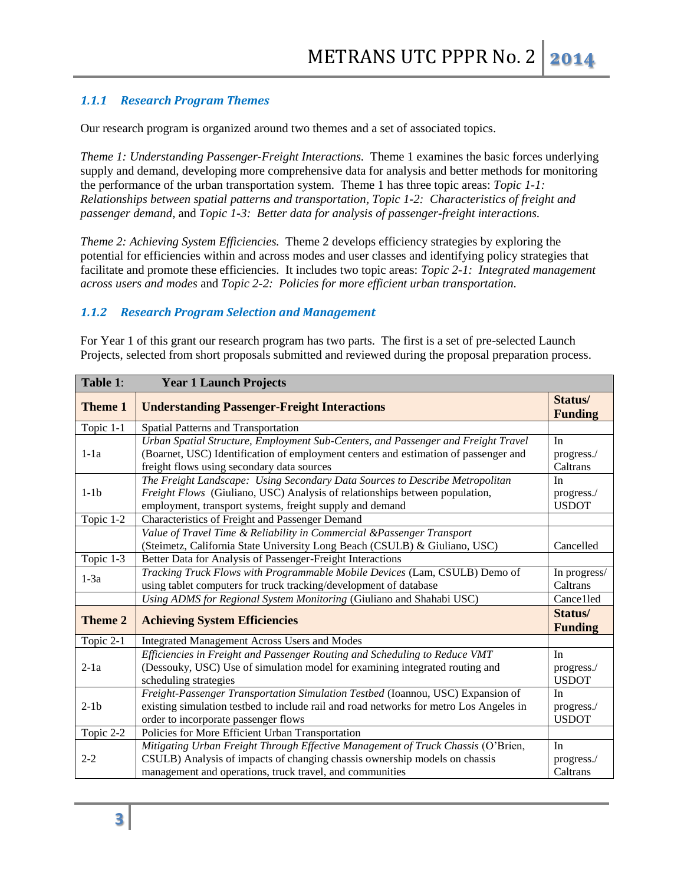### *1.1.1 Research Program Themes*

Our research program is organized around two themes and a set of associated topics.

*Theme 1: Understanding Passenger-Freight Interactions.* Theme 1 examines the basic forces underlying supply and demand, developing more comprehensive data for analysis and better methods for monitoring the performance of the urban transportation system. Theme 1 has three topic areas: *Topic 1-1: Relationships between spatial patterns and transportation*, *Topic 1-2: Characteristics of freight and passenger demand*, and *Topic 1-3: Better data for analysis of passenger-freight interactions.*

*Theme 2: Achieving System Efficiencies.* Theme 2 develops efficiency strategies by exploring the potential for efficiencies within and across modes and user classes and identifying policy strategies that facilitate and promote these efficiencies. It includes two topic areas: *Topic 2-1: Integrated management across users and modes* and *Topic 2-2: Policies for more efficient urban transportation.*

### *1.1.2 Research Program Selection and Management*

For Year 1 of this grant our research program has two parts. The first is a set of pre-selected Launch Projects, selected from short proposals submitted and reviewed during the proposal preparation process.

| **Table 1**: | **Year 1 Launch Projects** | |
|---|---|---|
| **Theme 1** | **Understanding Passenger-Freight Interactions** | **Status/ Funding** |
| Topic 1-1 | Spatial Patterns and Transportation | |
| 1-1a | *Urban Spatial Structure, Employment Sub-Centers, and Passenger and Freight Travel* (Boarnet, USC) Identification of employment centers and estimation of passenger and freight flows using secondary data sources | In progress./ Caltrans |
| 1-1b | *The Freight Landscape: Using Secondary Data Sources to Describe Metropolitan Freight Flows* (Giuliano, USC) Analysis of relationships between population, employment, transport systems, freight supply and demand | In progress./ USDOT |
| Topic 1-2 | Characteristics of Freight and Passenger Demand | |
| | *Value of Travel Time & Reliability in Commercial &Passenger Transport* (Steimetz, California State University Long Beach (CSULB) & Giuliano, USC) | Cancelled |
| Topic 1-3 | Better Data for Analysis of Passenger-Freight Interactions | |
| 1-3a | *Tracking Truck Flows with Programmable Mobile Devices* (Lam, CSULB) Demo of using tablet computers for truck tracking/development of database | In progress/ Caltrans |
| | *Using ADMS for Regional System Monitoring* (Giuliano and Shahabi USC) | Cancelled |
| **Theme 2** | **Achieving System Efficiencies** | **Status/ Funding** |
| Topic 2-1 | Integrated Management Across Users and Modes | |
| 2-1a | *Efficiencies in Freight and Passenger Routing and Scheduling to Reduce VMT* (Dessouky, USC) Use of simulation model for examining integrated routing and scheduling strategies | In progress./ USDOT |
| 2-1b | *Freight-Passenger Transportation Simulation Testbed* (Ioannou, USC) Expansion of existing simulation testbed to include rail and road networks for metro Los Angeles in order to incorporate passenger flows | In progress./ USDOT |
| Topic 2-2 | Policies for More Efficient Urban Transportation | |
| 2-2 | *Mitigating Urban Freight Through Effective Management of Truck Chassis* (O'Brien, CSULB) Analysis of impacts of changing chassis ownership models on chassis management and operations, truck travel, and communities | In progress./ Caltrans |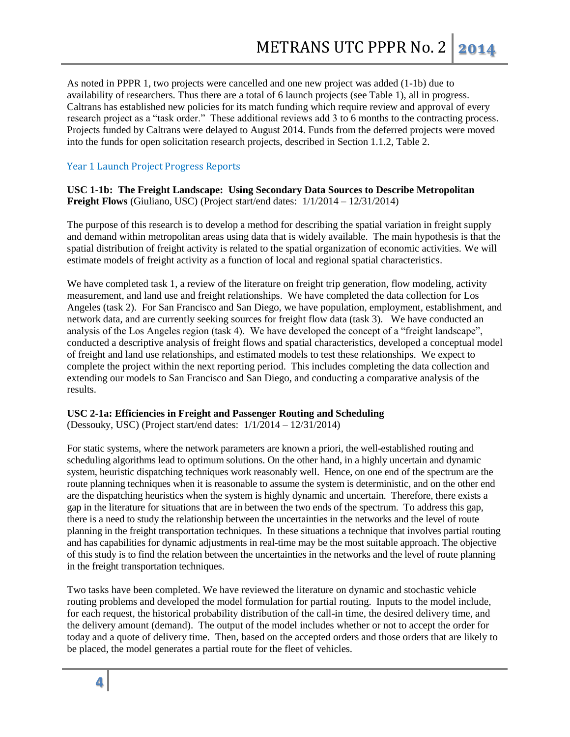As noted in PPPR 1, two projects were cancelled and one new project was added (1-1b) due to availability of researchers. Thus there are a total of 6 launch projects (see Table 1), all in progress. Caltrans has established new policies for its match funding which require review and approval of every research project as a "task order." These additional reviews add 3 to 6 months to the contracting process. Projects funded by Caltrans were delayed to August 2014. Funds from the deferred projects were moved into the funds for open solicitation research projects, described in Section 1.1.2, Table 2.

### Year 1 Launch Project Progress Reports

**USC 1-1b: The Freight Landscape: Using Secondary Data Sources to Describe Metropolitan Freight Flows** (Giuliano, USC) (Project start/end dates: 1/1/2014 – 12/31/2014)

The purpose of this research is to develop a method for describing the spatial variation in freight supply and demand within metropolitan areas using data that is widely available. The main hypothesis is that the spatial distribution of freight activity is related to the spatial organization of economic activities. We will estimate models of freight activity as a function of local and regional spatial characteristics.

We have completed task 1, a review of the literature on freight trip generation, flow modeling, activity measurement, and land use and freight relationships. We have completed the data collection for Los Angeles (task 2). For San Francisco and San Diego, we have population, employment, establishment, and network data, and are currently seeking sources for freight flow data (task 3). We have conducted an analysis of the Los Angeles region (task 4). We have developed the concept of a "freight landscape", conducted a descriptive analysis of freight flows and spatial characteristics, developed a conceptual model of freight and land use relationships, and estimated models to test these relationships. We expect to complete the project within the next reporting period. This includes completing the data collection and extending our models to San Francisco and San Diego, and conducting a comparative analysis of the results.

**USC 2-1a: Efficiencies in Freight and Passenger Routing and Scheduling**
(Dessouky, USC) (Project start/end dates: 1/1/2014 – 12/31/2014)

For static systems, where the network parameters are known a priori, the well-established routing and scheduling algorithms lead to optimum solutions. On the other hand, in a highly uncertain and dynamic system, heuristic dispatching techniques work reasonably well. Hence, on one end of the spectrum are the route planning techniques when it is reasonable to assume the system is deterministic, and on the other end are the dispatching heuristics when the system is highly dynamic and uncertain. Therefore, there exists a gap in the literature for situations that are in between the two ends of the spectrum. To address this gap, there is a need to study the relationship between the uncertainties in the networks and the level of route planning in the freight transportation techniques. In these situations a technique that involves partial routing and has capabilities for dynamic adjustments in real-time may be the most suitable approach. The objective of this study is to find the relation between the uncertainties in the networks and the level of route planning in the freight transportation techniques.

Two tasks have been completed. We have reviewed the literature on dynamic and stochastic vehicle routing problems and developed the model formulation for partial routing. Inputs to the model include, for each request, the historical probability distribution of the call-in time, the desired delivery time, and the delivery amount (demand). The output of the model includes whether or not to accept the order for today and a quote of delivery time. Then, based on the accepted orders and those orders that are likely to be placed, the model generates a partial route for the fleet of vehicles.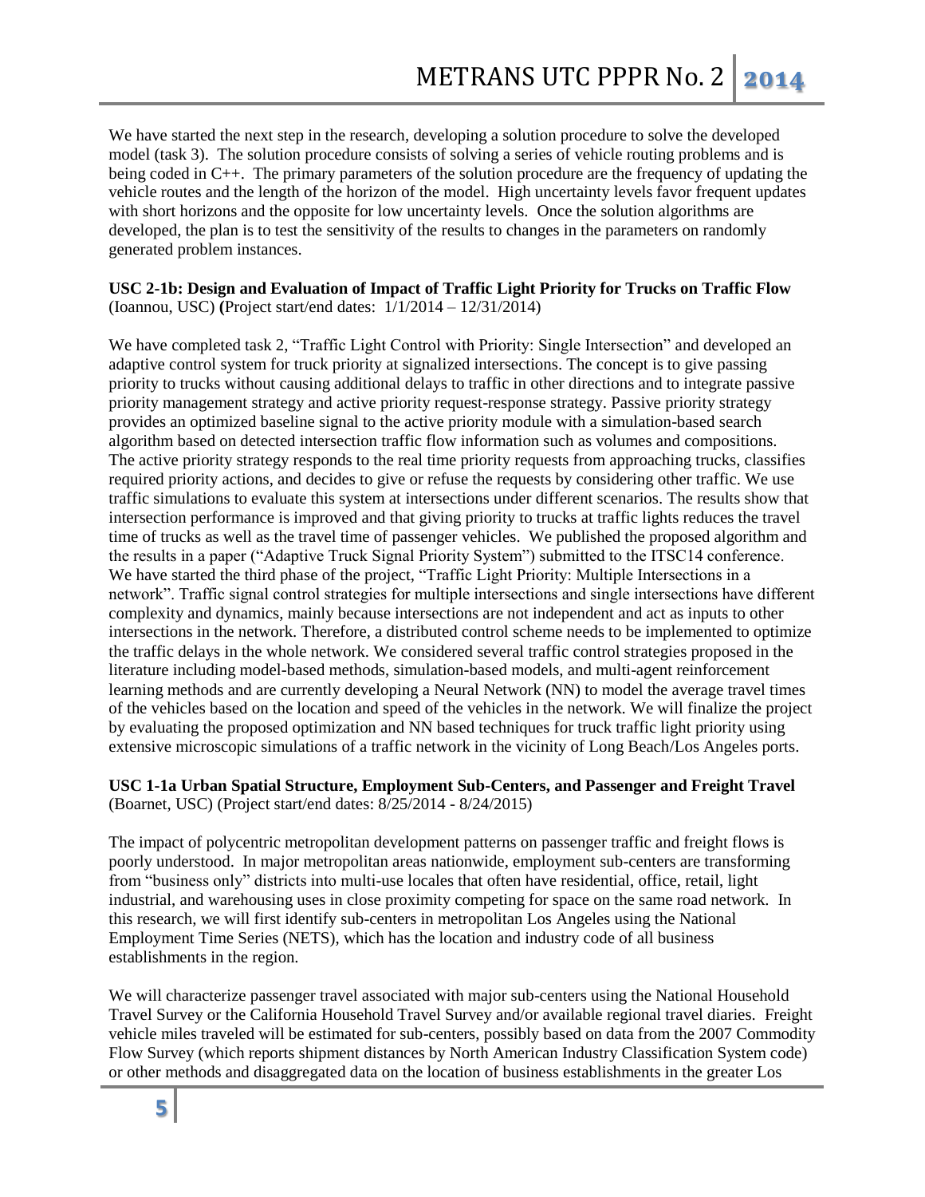We have started the next step in the research, developing a solution procedure to solve the developed model (task 3). The solution procedure consists of solving a series of vehicle routing problems and is being coded in C++. The primary parameters of the solution procedure are the frequency of updating the vehicle routes and the length of the horizon of the model. High uncertainty levels favor frequent updates with short horizons and the opposite for low uncertainty levels. Once the solution algorithms are developed, the plan is to test the sensitivity of the results to changes in the parameters on randomly generated problem instances.

**USC 2-1b: Design and Evaluation of Impact of Traffic Light Priority for Trucks on Traffic Flow** (Ioannou, USC) **(**Project start/end dates: 1/1/2014 – 12/31/2014)

We have completed task 2, "Traffic Light Control with Priority: Single Intersection" and developed an adaptive control system for truck priority at signalized intersections. The concept is to give passing priority to trucks without causing additional delays to traffic in other directions and to integrate passive priority management strategy and active priority request-response strategy. Passive priority strategy provides an optimized baseline signal to the active priority module with a simulation-based search algorithm based on detected intersection traffic flow information such as volumes and compositions. The active priority strategy responds to the real time priority requests from approaching trucks, classifies required priority actions, and decides to give or refuse the requests by considering other traffic. We use traffic simulations to evaluate this system at intersections under different scenarios. The results show that intersection performance is improved and that giving priority to trucks at traffic lights reduces the travel time of trucks as well as the travel time of passenger vehicles. We published the proposed algorithm and the results in a paper ("Adaptive Truck Signal Priority System") submitted to the ITSC14 conference. We have started the third phase of the project, "Traffic Light Priority: Multiple Intersections in a network". Traffic signal control strategies for multiple intersections and single intersections have different complexity and dynamics, mainly because intersections are not independent and act as inputs to other intersections in the network. Therefore, a distributed control scheme needs to be implemented to optimize the traffic delays in the whole network. We considered several traffic control strategies proposed in the literature including model-based methods, simulation-based models, and multi-agent reinforcement learning methods and are currently developing a Neural Network (NN) to model the average travel times of the vehicles based on the location and speed of the vehicles in the network. We will finalize the project by evaluating the proposed optimization and NN based techniques for truck traffic light priority using extensive microscopic simulations of a traffic network in the vicinity of Long Beach/Los Angeles ports.

**USC 1-1a Urban Spatial Structure, Employment Sub-Centers, and Passenger and Freight Travel** (Boarnet, USC) (Project start/end dates: 8/25/2014 - 8/24/2015)

The impact of polycentric metropolitan development patterns on passenger traffic and freight flows is poorly understood. In major metropolitan areas nationwide, employment sub-centers are transforming from "business only" districts into multi-use locales that often have residential, office, retail, light industrial, and warehousing uses in close proximity competing for space on the same road network. In this research, we will first identify sub-centers in metropolitan Los Angeles using the National Employment Time Series (NETS), which has the location and industry code of all business establishments in the region.

We will characterize passenger travel associated with major sub-centers using the National Household Travel Survey or the California Household Travel Survey and/or available regional travel diaries. Freight vehicle miles traveled will be estimated for sub-centers, possibly based on data from the 2007 Commodity Flow Survey (which reports shipment distances by North American Industry Classification System code) or other methods and disaggregated data on the location of business establishments in the greater Los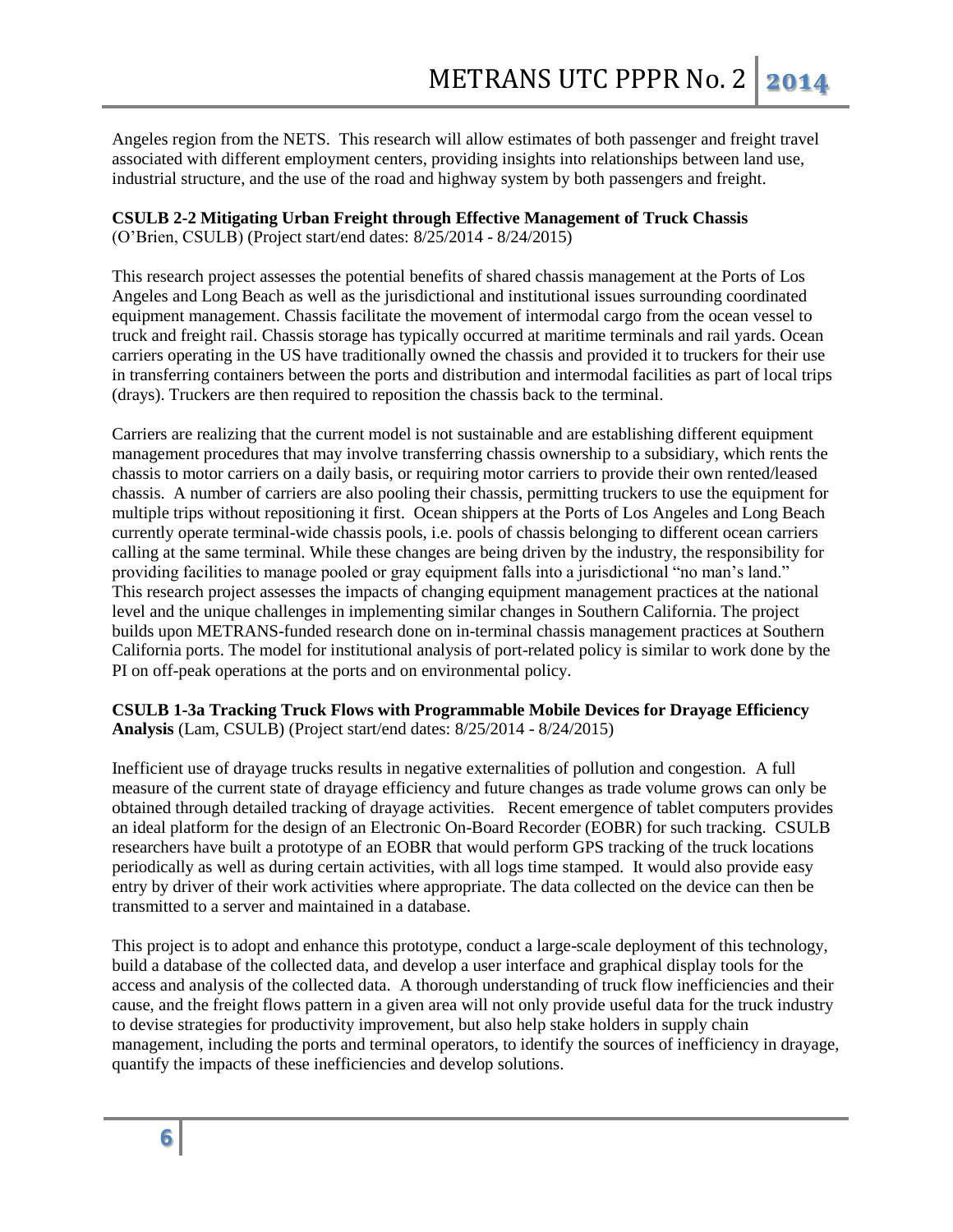Angeles region from the NETS. This research will allow estimates of both passenger and freight travel associated with different employment centers, providing insights into relationships between land use, industrial structure, and the use of the road and highway system by both passengers and freight.

**CSULB 2-2 Mitigating Urban Freight through Effective Management of Truck Chassis**
(O'Brien, CSULB) (Project start/end dates: 8/25/2014 - 8/24/2015)

This research project assesses the potential benefits of shared chassis management at the Ports of Los Angeles and Long Beach as well as the jurisdictional and institutional issues surrounding coordinated equipment management. Chassis facilitate the movement of intermodal cargo from the ocean vessel to truck and freight rail. Chassis storage has typically occurred at maritime terminals and rail yards. Ocean carriers operating in the US have traditionally owned the chassis and provided it to truckers for their use in transferring containers between the ports and distribution and intermodal facilities as part of local trips (drays). Truckers are then required to reposition the chassis back to the terminal.

Carriers are realizing that the current model is not sustainable and are establishing different equipment management procedures that may involve transferring chassis ownership to a subsidiary, which rents the chassis to motor carriers on a daily basis, or requiring motor carriers to provide their own rented/leased chassis. A number of carriers are also pooling their chassis, permitting truckers to use the equipment for multiple trips without repositioning it first. Ocean shippers at the Ports of Los Angeles and Long Beach currently operate terminal-wide chassis pools, i.e. pools of chassis belonging to different ocean carriers calling at the same terminal. While these changes are being driven by the industry, the responsibility for providing facilities to manage pooled or gray equipment falls into a jurisdictional "no man's land." This research project assesses the impacts of changing equipment management practices at the national level and the unique challenges in implementing similar changes in Southern California. The project builds upon METRANS-funded research done on in-terminal chassis management practices at Southern California ports. The model for institutional analysis of port-related policy is similar to work done by the PI on off-peak operations at the ports and on environmental policy.

**CSULB 1-3a Tracking Truck Flows with Programmable Mobile Devices for Drayage Efficiency Analysis** (Lam, CSULB) (Project start/end dates: 8/25/2014 - 8/24/2015)

Inefficient use of drayage trucks results in negative externalities of pollution and congestion. A full measure of the current state of drayage efficiency and future changes as trade volume grows can only be obtained through detailed tracking of drayage activities. Recent emergence of tablet computers provides an ideal platform for the design of an Electronic On-Board Recorder (EOBR) for such tracking. CSULB researchers have built a prototype of an EOBR that would perform GPS tracking of the truck locations periodically as well as during certain activities, with all logs time stamped. It would also provide easy entry by driver of their work activities where appropriate. The data collected on the device can then be transmitted to a server and maintained in a database.

This project is to adopt and enhance this prototype, conduct a large-scale deployment of this technology, build a database of the collected data, and develop a user interface and graphical display tools for the access and analysis of the collected data. A thorough understanding of truck flow inefficiencies and their cause, and the freight flows pattern in a given area will not only provide useful data for the truck industry to devise strategies for productivity improvement, but also help stake holders in supply chain management, including the ports and terminal operators, to identify the sources of inefficiency in drayage, quantify the impacts of these inefficiencies and develop solutions.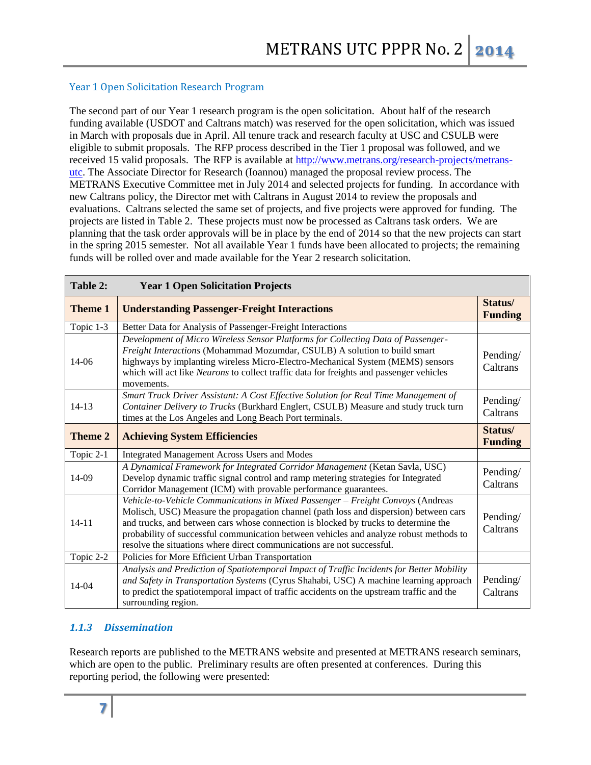### Year 1 Open Solicitation Research Program

The second part of our Year 1 research program is the open solicitation. About half of the research funding available (USDOT and Caltrans match) was reserved for the open solicitation, which was issued in March with proposals due in April. All tenure track and research faculty at USC and CSULB were eligible to submit proposals. The RFP process described in the Tier 1 proposal was followed, and we received 15 valid proposals. The RFP is available at [http://www.metrans.org/research-projects/metrans-utc](http://www.metrans.org/research-projects/metrans-utc). The Associate Director for Research (Ioannou) managed the proposal review process. The METRANS Executive Committee met in July 2014 and selected projects for funding. In accordance with new Caltrans policy, the Director met with Caltrans in August 2014 to review the proposals and evaluations. Caltrans selected the same set of projects, and five projects were approved for funding. The projects are listed in Table 2. These projects must now be processed as Caltrans task orders. We are planning that the task order approvals will be in place by the end of 2014 so that the new projects can start in the spring 2015 semester. Not all available Year 1 funds have been allocated to projects; the remaining funds will be rolled over and made available for the Year 2 research solicitation.

| **Table 2:** | **Year 1 Open Solicitation Projects** | |
|---|---|---|
| **Theme 1** | **Understanding Passenger-Freight Interactions** | **Status/ Funding** |
| Topic 1-3 | Better Data for Analysis of Passenger-Freight Interactions | |
| 14-06 | *Development of Micro Wireless Sensor Platforms for Collecting Data of Passenger-Freight Interactions* (Mohammad Mozumdar, CSULB) A solution to build smart highways by implanting wireless Micro-Electro-Mechanical System (MEMS) sensors which will act like *Neurons* to collect traffic data for freights and passenger vehicles movements. | Pending/ Caltrans |
| 14-13 | *Smart Truck Driver Assistant: A Cost Effective Solution for Real Time Management of Container Delivery to Trucks* (Burkhard Englert, CSULB) Measure and study truck turn times at the Los Angeles and Long Beach Port terminals. | Pending/ Caltrans |
| **Theme 2** | **Achieving System Efficiencies** | **Status/ Funding** |
| Topic 2-1 | Integrated Management Across Users and Modes | |
| 14-09 | *A Dynamical Framework for Integrated Corridor Management* (Ketan Savla, USC) Develop dynamic traffic signal control and ramp metering strategies for Integrated Corridor Management (ICM) with provable performance guarantees. | Pending/ Caltrans |
| 14-11 | *Vehicle-to-Vehicle Communications in Mixed Passenger – Freight Convoys* (Andreas Molisch, USC) Measure the propagation channel (path loss and dispersion) between cars and trucks, and between cars whose connection is blocked by trucks to determine the probability of successful communication between vehicles and analyze robust methods to resolve the situations where direct communications are not successful. | Pending/ Caltrans |
| Topic 2-2 | Policies for More Efficient Urban Transportation | |
| 14-04 | *Analysis and Prediction of Spatiotemporal Impact of Traffic Incidents for Better Mobility and Safety in Transportation Systems* (Cyrus Shahabi, USC) A machine learning approach to predict the spatiotemporal impact of traffic accidents on the upstream traffic and the surrounding region. | Pending/ Caltrans |

### *1.1.3 Dissemination*

Research reports are published to the METRANS website and presented at METRANS research seminars, which are open to the public. Preliminary results are often presented at conferences. During this reporting period, the following were presented: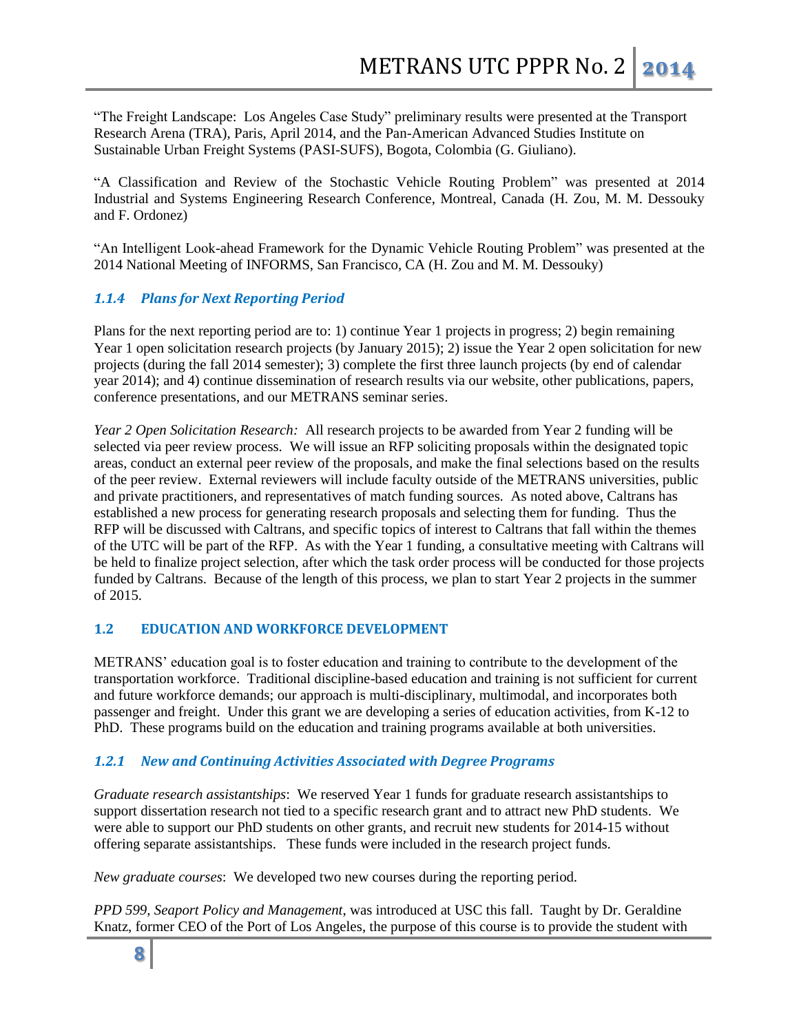"The Freight Landscape: Los Angeles Case Study" preliminary results were presented at the Transport Research Arena (TRA), Paris, April 2014, and the Pan-American Advanced Studies Institute on Sustainable Urban Freight Systems (PASI-SUFS), Bogota, Colombia (G. Giuliano).

"A Classification and Review of the Stochastic Vehicle Routing Problem" was presented at 2014 Industrial and Systems Engineering Research Conference, Montreal, Canada (H. Zou, M. M. Dessouky and F. Ordonez)

"An Intelligent Look-ahead Framework for the Dynamic Vehicle Routing Problem" was presented at the 2014 National Meeting of INFORMS, San Francisco, CA (H. Zou and M. M. Dessouky)

### *1.1.4 Plans for Next Reporting Period*

Plans for the next reporting period are to: 1) continue Year 1 projects in progress; 2) begin remaining Year 1 open solicitation research projects (by January 2015); 2) issue the Year 2 open solicitation for new projects (during the fall 2014 semester); 3) complete the first three launch projects (by end of calendar year 2014); and 4) continue dissemination of research results via our website, other publications, papers, conference presentations, and our METRANS seminar series.

*Year 2 Open Solicitation Research:* All research projects to be awarded from Year 2 funding will be selected via peer review process. We will issue an RFP soliciting proposals within the designated topic areas, conduct an external peer review of the proposals, and make the final selections based on the results of the peer review. External reviewers will include faculty outside of the METRANS universities, public and private practitioners, and representatives of match funding sources. As noted above, Caltrans has established a new process for generating research proposals and selecting them for funding. Thus the RFP will be discussed with Caltrans, and specific topics of interest to Caltrans that fall within the themes of the UTC will be part of the RFP. As with the Year 1 funding, a consultative meeting with Caltrans will be held to finalize project selection, after which the task order process will be conducted for those projects funded by Caltrans. Because of the length of this process, we plan to start Year 2 projects in the summer of 2015.

## 1.2 EDUCATION AND WORKFORCE DEVELOPMENT

METRANS' education goal is to foster education and training to contribute to the development of the transportation workforce. Traditional discipline-based education and training is not sufficient for current and future workforce demands; our approach is multi-disciplinary, multimodal, and incorporates both passenger and freight. Under this grant we are developing a series of education activities, from K-12 to PhD. These programs build on the education and training programs available at both universities.

### *1.2.1 New and Continuing Activities Associated with Degree Programs*

*Graduate research assistantships*: We reserved Year 1 funds for graduate research assistantships to support dissertation research not tied to a specific research grant and to attract new PhD students. We were able to support our PhD students on other grants, and recruit new students for 2014-15 without offering separate assistantships. These funds were included in the research project funds.

*New graduate courses*: We developed two new courses during the reporting period.

*PPD 599, Seaport Policy and Management*, was introduced at USC this fall. Taught by Dr. Geraldine Knatz, former CEO of the Port of Los Angeles, the purpose of this course is to provide the student with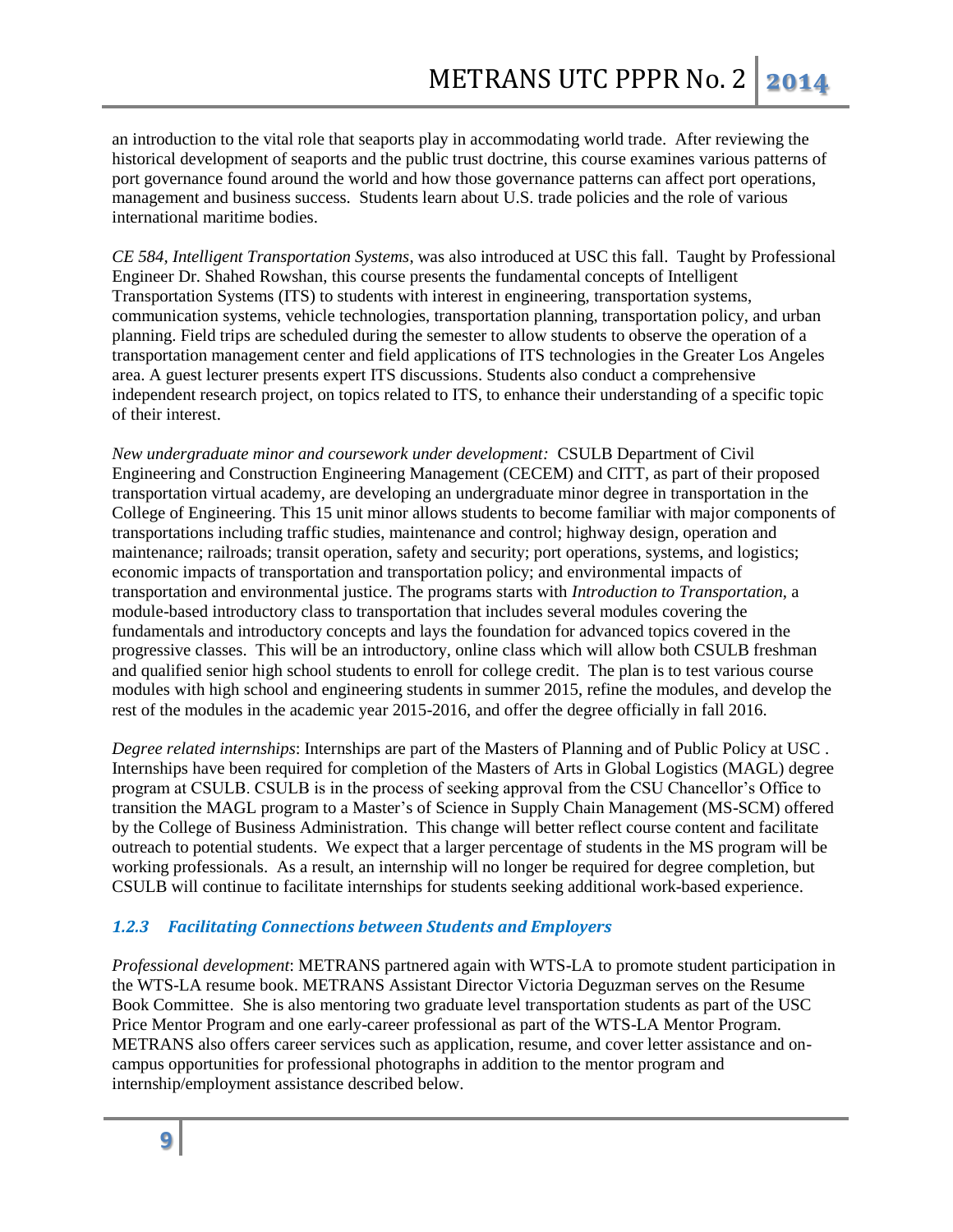an introduction to the vital role that seaports play in accommodating world trade. After reviewing the historical development of seaports and the public trust doctrine, this course examines various patterns of port governance found around the world and how those governance patterns can affect port operations, management and business success. Students learn about U.S. trade policies and the role of various international maritime bodies.

*CE 584, Intelligent Transportation Systems*, was also introduced at USC this fall. Taught by Professional Engineer Dr. Shahed Rowshan, this course presents the fundamental concepts of Intelligent Transportation Systems (ITS) to students with interest in engineering, transportation systems, communication systems, vehicle technologies, transportation planning, transportation policy, and urban planning. Field trips are scheduled during the semester to allow students to observe the operation of a transportation management center and field applications of ITS technologies in the Greater Los Angeles area. A guest lecturer presents expert ITS discussions. Students also conduct a comprehensive independent research project, on topics related to ITS, to enhance their understanding of a specific topic of their interest.

*New undergraduate minor and coursework under development:* CSULB Department of Civil Engineering and Construction Engineering Management (CECEM) and CITT, as part of their proposed transportation virtual academy, are developing an undergraduate minor degree in transportation in the College of Engineering. This 15 unit minor allows students to become familiar with major components of transportations including traffic studies, maintenance and control; highway design, operation and maintenance; railroads; transit operation, safety and security; port operations, systems, and logistics; economic impacts of transportation and transportation policy; and environmental impacts of transportation and environmental justice. The programs starts with *Introduction to Transportation*, a module-based introductory class to transportation that includes several modules covering the fundamentals and introductory concepts and lays the foundation for advanced topics covered in the progressive classes. This will be an introductory, online class which will allow both CSULB freshman and qualified senior high school students to enroll for college credit. The plan is to test various course modules with high school and engineering students in summer 2015, refine the modules, and develop the rest of the modules in the academic year 2015-2016, and offer the degree officially in fall 2016.

*Degree related internships*: Internships are part of the Masters of Planning and of Public Policy at USC . Internships have been required for completion of the Masters of Arts in Global Logistics (MAGL) degree program at CSULB. CSULB is in the process of seeking approval from the CSU Chancellor's Office to transition the MAGL program to a Master's of Science in Supply Chain Management (MS-SCM) offered by the College of Business Administration. This change will better reflect course content and facilitate outreach to potential students. We expect that a larger percentage of students in the MS program will be working professionals. As a result, an internship will no longer be required for degree completion, but CSULB will continue to facilitate internships for students seeking additional work-based experience.

### *1.2.3 Facilitating Connections between Students and Employers*

*Professional development*: METRANS partnered again with WTS-LA to promote student participation in the WTS-LA resume book. METRANS Assistant Director Victoria Deguzman serves on the Resume Book Committee. She is also mentoring two graduate level transportation students as part of the USC Price Mentor Program and one early-career professional as part of the WTS-LA Mentor Program. METRANS also offers career services such as application, resume, and cover letter assistance and on-campus opportunities for professional photographs in addition to the mentor program and internship/employment assistance described below.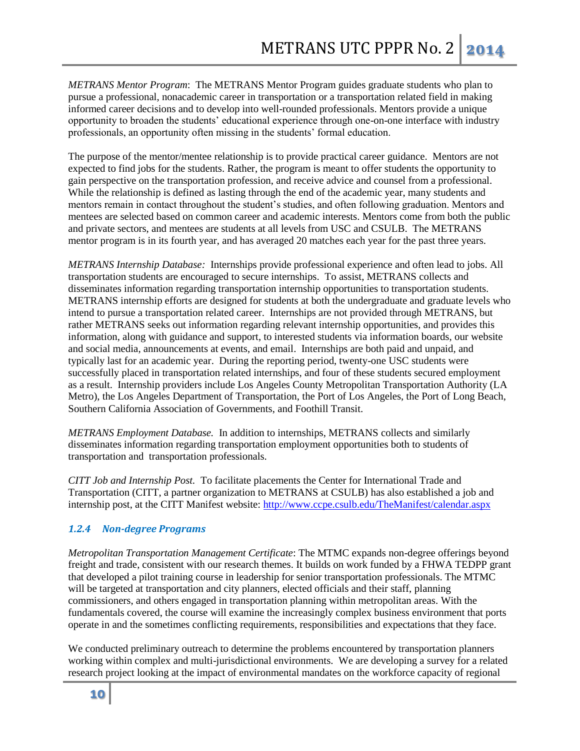*METRANS Mentor Program*: The METRANS Mentor Program guides graduate students who plan to pursue a professional, nonacademic career in transportation or a transportation related field in making informed career decisions and to develop into well-rounded professionals. Mentors provide a unique opportunity to broaden the students' educational experience through one-on-one interface with industry professionals, an opportunity often missing in the students' formal education.

The purpose of the mentor/mentee relationship is to provide practical career guidance. Mentors are not expected to find jobs for the students. Rather, the program is meant to offer students the opportunity to gain perspective on the transportation profession, and receive advice and counsel from a professional. While the relationship is defined as lasting through the end of the academic year, many students and mentors remain in contact throughout the student's studies, and often following graduation. Mentors and mentees are selected based on common career and academic interests. Mentors come from both the public and private sectors, and mentees are students at all levels from USC and CSULB. The METRANS mentor program is in its fourth year, and has averaged 20 matches each year for the past three years.

*METRANS Internship Database:* Internships provide professional experience and often lead to jobs. All transportation students are encouraged to secure internships. To assist, METRANS collects and disseminates information regarding transportation internship opportunities to transportation students. METRANS internship efforts are designed for students at both the undergraduate and graduate levels who intend to pursue a transportation related career. Internships are not provided through METRANS, but rather METRANS seeks out information regarding relevant internship opportunities, and provides this information, along with guidance and support, to interested students via information boards, our website and social media, announcements at events, and email. Internships are both paid and unpaid, and typically last for an academic year. During the reporting period, twenty-one USC students were successfully placed in transportation related internships, and four of these students secured employment as a result. Internship providers include Los Angeles County Metropolitan Transportation Authority (LA Metro), the Los Angeles Department of Transportation, the Port of Los Angeles, the Port of Long Beach, Southern California Association of Governments, and Foothill Transit.

*METRANS Employment Database.* In addition to internships, METRANS collects and similarly disseminates information regarding transportation employment opportunities both to students of transportation and transportation professionals.

*CITT Job and Internship Post.* To facilitate placements the Center for International Trade and Transportation (CITT, a partner organization to METRANS at CSULB) has also established a job and internship post, at the CITT Manifest website: http://www.ccpe.csulb.edu/TheManifest/calendar.aspx

### *1.2.4 Non-degree Programs*

*Metropolitan Transportation Management Certificate*: The MTMC expands non-degree offerings beyond freight and trade, consistent with our research themes. It builds on work funded by a FHWA TEDPP grant that developed a pilot training course in leadership for senior transportation professionals. The MTMC will be targeted at transportation and city planners, elected officials and their staff, planning commissioners, and others engaged in transportation planning within metropolitan areas. With the fundamentals covered, the course will examine the increasingly complex business environment that ports operate in and the sometimes conflicting requirements, responsibilities and expectations that they face.

We conducted preliminary outreach to determine the problems encountered by transportation planners working within complex and multi-jurisdictional environments. We are developing a survey for a related research project looking at the impact of environmental mandates on the workforce capacity of regional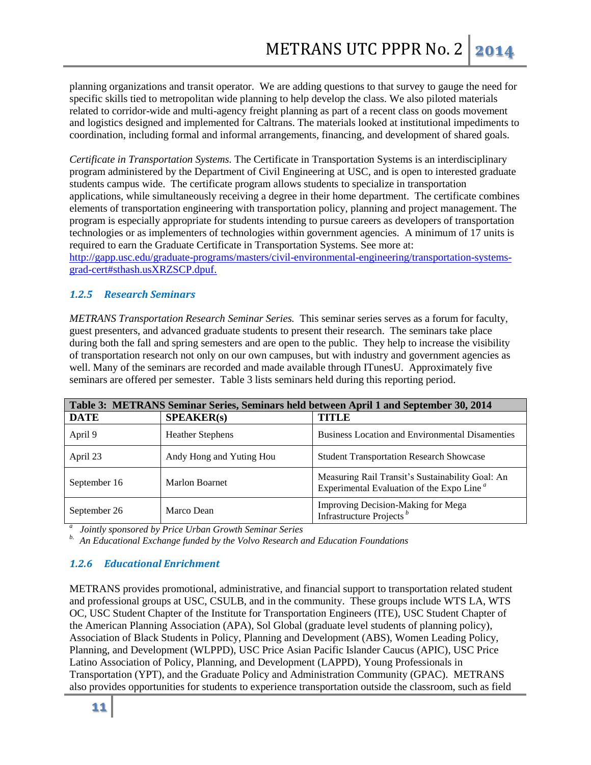planning organizations and transit operator. We are adding questions to that survey to gauge the need for specific skills tied to metropolitan wide planning to help develop the class. We also piloted materials related to corridor-wide and multi-agency freight planning as part of a recent class on goods movement and logistics designed and implemented for Caltrans. The materials looked at institutional impediments to coordination, including formal and informal arrangements, financing, and development of shared goals.

*Certificate in Transportation Systems.* The Certificate in Transportation Systems is an interdisciplinary program administered by the Department of Civil Engineering at USC, and is open to interested graduate students campus wide. The certificate program allows students to specialize in transportation applications, while simultaneously receiving a degree in their home department. The certificate combines elements of transportation engineering with transportation policy, planning and project management. The program is especially appropriate for students intending to pursue careers as developers of transportation technologies or as implementers of technologies within government agencies. A minimum of 17 units is required to earn the Graduate Certificate in Transportation Systems. See more at: http://gapp.usc.edu/graduate-programs/masters/civil-environmental-engineering/transportation-systems-grad-cert#sthash.usXRZSCP.dpuf.

### 1.2.5 Research Seminars

*METRANS Transportation Research Seminar Series.* This seminar series serves as a forum for faculty, guest presenters, and advanced graduate students to present their research. The seminars take place during both the fall and spring semesters and are open to the public. They help to increase the visibility of transportation research not only on our own campuses, but with industry and government agencies as well. Many of the seminars are recorded and made available through ITunesU. Approximately five seminars are offered per semester. Table 3 lists seminars held during this reporting period.

**Table 3: METRANS Seminar Series, Seminars held between April 1 and September 30, 2014**

| DATE | SPEAKER(s) | TITLE |
|---|---|---|
| April 9 | Heather Stephens | Business Location and Environmental Disamenties |
| April 23 | Andy Hong and Yuting Hou | Student Transportation Research Showcase |
| September 16 | Marlon Boarnet | Measuring Rail Transit's Sustainability Goal: An Experimental Evaluation of the Expo Line [a] |
| September 26 | Marco Dean | Improving Decision-Making for Mega Infrastructure Projects [b] |

[a] *Jointly sponsored by Price Urban Growth Seminar Series*
[b] *An Educational Exchange funded by the Volvo Research and Education Foundations*

### 1.2.6 Educational Enrichment

METRANS provides promotional, administrative, and financial support to transportation related student and professional groups at USC, CSULB, and in the community. These groups include WTS LA, WTS OC, USC Student Chapter of the Institute for Transportation Engineers (ITE), USC Student Chapter of the American Planning Association (APA), Sol Global (graduate level students of planning policy), Association of Black Students in Policy, Planning and Development (ABS), Women Leading Policy, Planning, and Development (WLPPD), USC Price Asian Pacific Islander Caucus (APIC), USC Price Latino Association of Policy, Planning, and Development (LAPPD), Young Professionals in Transportation (YPT), and the Graduate Policy and Administration Community (GPAC). METRANS also provides opportunities for students to experience transportation outside the classroom, such as field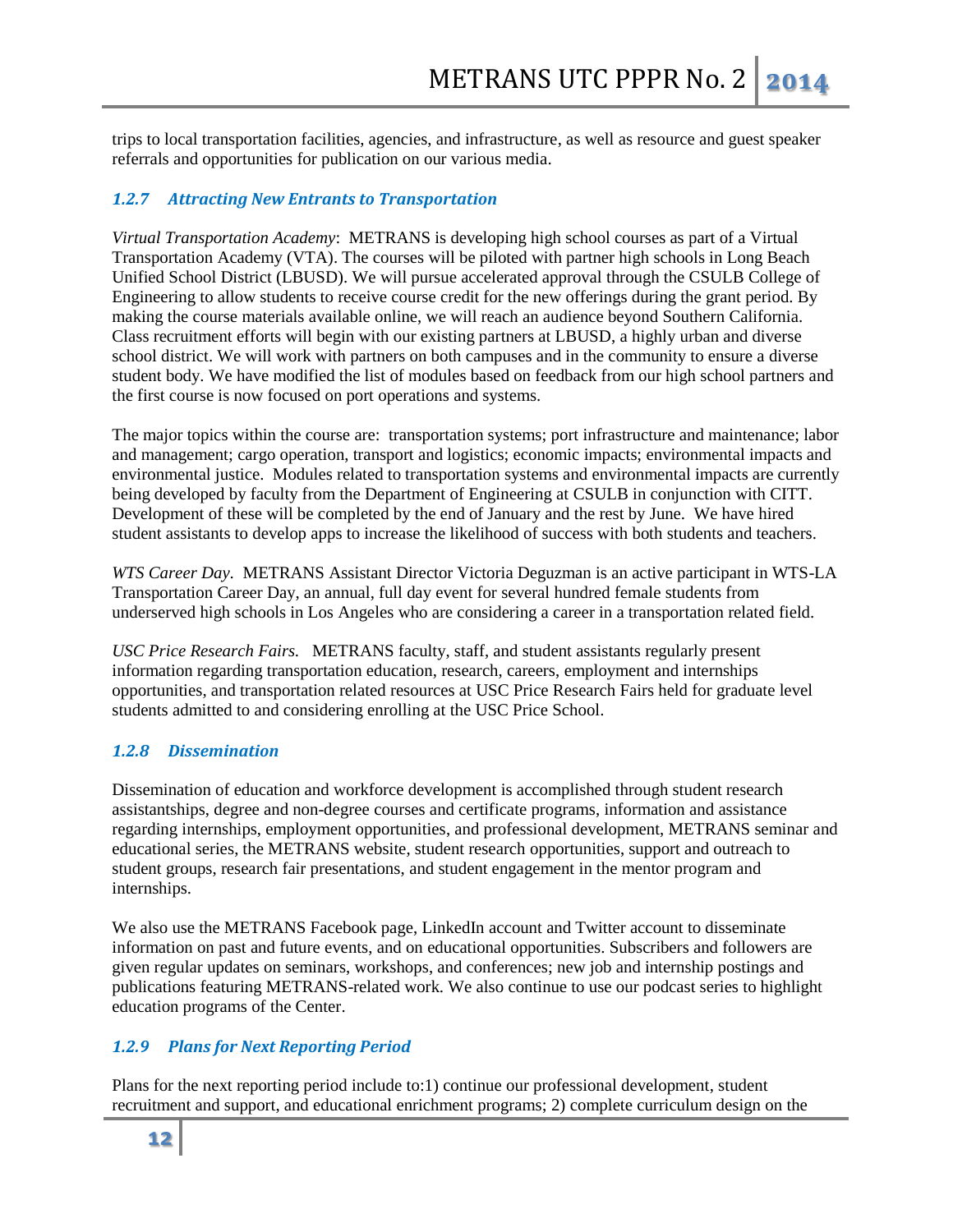trips to local transportation facilities, agencies, and infrastructure, as well as resource and guest speaker referrals and opportunities for publication on our various media.

### 1.2.7 Attracting New Entrants to Transportation

*Virtual Transportation Academy*: METRANS is developing high school courses as part of a Virtual Transportation Academy (VTA). The courses will be piloted with partner high schools in Long Beach Unified School District (LBUSD). We will pursue accelerated approval through the CSULB College of Engineering to allow students to receive course credit for the new offerings during the grant period. By making the course materials available online, we will reach an audience beyond Southern California. Class recruitment efforts will begin with our existing partners at LBUSD, a highly urban and diverse school district. We will work with partners on both campuses and in the community to ensure a diverse student body. We have modified the list of modules based on feedback from our high school partners and the first course is now focused on port operations and systems.

The major topics within the course are: transportation systems; port infrastructure and maintenance; labor and management; cargo operation, transport and logistics; economic impacts; environmental impacts and environmental justice. Modules related to transportation systems and environmental impacts are currently being developed by faculty from the Department of Engineering at CSULB in conjunction with CITT. Development of these will be completed by the end of January and the rest by June. We have hired student assistants to develop apps to increase the likelihood of success with both students and teachers.

*WTS Career Day.* METRANS Assistant Director Victoria Deguzman is an active participant in WTS-LA Transportation Career Day, an annual, full day event for several hundred female students from underserved high schools in Los Angeles who are considering a career in a transportation related field.

*USC Price Research Fairs.* METRANS faculty, staff, and student assistants regularly present information regarding transportation education, research, careers, employment and internships opportunities, and transportation related resources at USC Price Research Fairs held for graduate level students admitted to and considering enrolling at the USC Price School.

### 1.2.8 Dissemination

Dissemination of education and workforce development is accomplished through student research assistantships, degree and non-degree courses and certificate programs, information and assistance regarding internships, employment opportunities, and professional development, METRANS seminar and educational series, the METRANS website, student research opportunities, support and outreach to student groups, research fair presentations, and student engagement in the mentor program and internships.

We also use the METRANS Facebook page, LinkedIn account and Twitter account to disseminate information on past and future events, and on educational opportunities. Subscribers and followers are given regular updates on seminars, workshops, and conferences; new job and internship postings and publications featuring METRANS-related work. We also continue to use our podcast series to highlight education programs of the Center.

### 1.2.9 Plans for Next Reporting Period

Plans for the next reporting period include to:1) continue our professional development, student recruitment and support, and educational enrichment programs; 2) complete curriculum design on the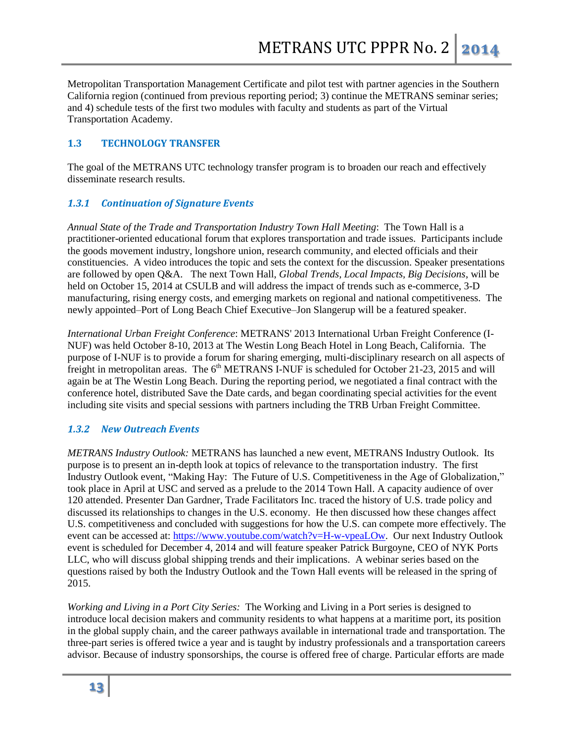Metropolitan Transportation Management Certificate and pilot test with partner agencies in the Southern California region (continued from previous reporting period; 3) continue the METRANS seminar series; and 4) schedule tests of the first two modules with faculty and students as part of the Virtual Transportation Academy.

## 1.3 TECHNOLOGY TRANSFER

The goal of the METRANS UTC technology transfer program is to broaden our reach and effectively disseminate research results.

### *1.3.1 Continuation of Signature Events*

*Annual State of the Trade and Transportation Industry Town Hall Meeting*: The Town Hall is a practitioner-oriented educational forum that explores transportation and trade issues. Participants include the goods movement industry, longshore union, research community, and elected officials and their constituencies. A video introduces the topic and sets the context for the discussion. Speaker presentations are followed by open Q&A. The next Town Hall, *Global Trends, Local Impacts, Big Decisions*, will be held on October 15, 2014 at CSULB and will address the impact of trends such as e-commerce, 3-D manufacturing, rising energy costs, and emerging markets on regional and national competitiveness. The newly appointed–Port of Long Beach Chief Executive–Jon Slangerup will be a featured speaker.

*International Urban Freight Conference*: METRANS' 2013 International Urban Freight Conference (I-NUF) was held October 8-10, 2013 at The Westin Long Beach Hotel in Long Beach, California. The purpose of I-NUF is to provide a forum for sharing emerging, multi-disciplinary research on all aspects of freight in metropolitan areas. The 6th METRANS I-NUF is scheduled for October 21-23, 2015 and will again be at The Westin Long Beach. During the reporting period, we negotiated a final contract with the conference hotel, distributed Save the Date cards, and began coordinating special activities for the event including site visits and special sessions with partners including the TRB Urban Freight Committee.

### *1.3.2 New Outreach Events*

*METRANS Industry Outlook:* METRANS has launched a new event, METRANS Industry Outlook. Its purpose is to present an in-depth look at topics of relevance to the transportation industry. The first Industry Outlook event, "Making Hay: The Future of U.S. Competitiveness in the Age of Globalization," took place in April at USC and served as a prelude to the 2014 Town Hall. A capacity audience of over 120 attended. Presenter Dan Gardner, Trade Facilitators Inc. traced the history of U.S. trade policy and discussed its relationships to changes in the U.S. economy. He then discussed how these changes affect U.S. competitiveness and concluded with suggestions for how the U.S. can compete more effectively. The event can be accessed at: https://www.youtube.com/watch?v=H-w-vpeaLOw. Our next Industry Outlook event is scheduled for December 4, 2014 and will feature speaker Patrick Burgoyne, CEO of NYK Ports LLC, who will discuss global shipping trends and their implications. A webinar series based on the questions raised by both the Industry Outlook and the Town Hall events will be released in the spring of 2015.

*Working and Living in a Port City Series:* The Working and Living in a Port series is designed to introduce local decision makers and community residents to what happens at a maritime port, its position in the global supply chain, and the career pathways available in international trade and transportation. The three-part series is offered twice a year and is taught by industry professionals and a transportation careers advisor. Because of industry sponsorships, the course is offered free of charge. Particular efforts are made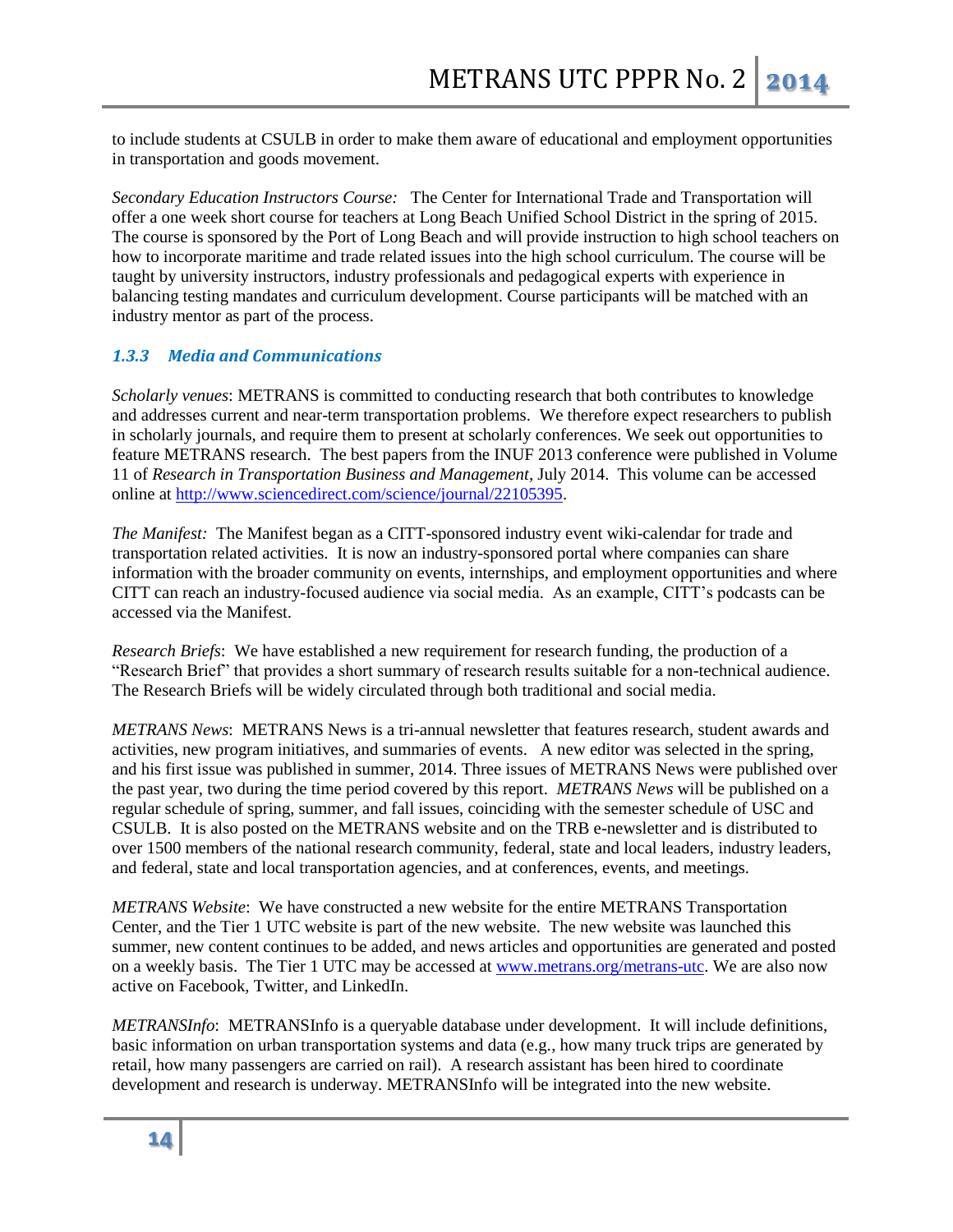to include students at CSULB in order to make them aware of educational and employment opportunities in transportation and goods movement.

*Secondary Education Instructors Course:* The Center for International Trade and Transportation will offer a one week short course for teachers at Long Beach Unified School District in the spring of 2015. The course is sponsored by the Port of Long Beach and will provide instruction to high school teachers on how to incorporate maritime and trade related issues into the high school curriculum. The course will be taught by university instructors, industry professionals and pedagogical experts with experience in balancing testing mandates and curriculum development. Course participants will be matched with an industry mentor as part of the process.

### *1.3.3 Media and Communications*

*Scholarly venues*: METRANS is committed to conducting research that both contributes to knowledge and addresses current and near-term transportation problems. We therefore expect researchers to publish in scholarly journals, and require them to present at scholarly conferences. We seek out opportunities to feature METRANS research. The best papers from the INUF 2013 conference were published in Volume 11 of *Research in Transportation Business and Management*, July 2014. This volume can be accessed online at http://www.sciencedirect.com/science/journal/22105395.

*The Manifest:* The Manifest began as a CITT-sponsored industry event wiki-calendar for trade and transportation related activities. It is now an industry-sponsored portal where companies can share information with the broader community on events, internships, and employment opportunities and where CITT can reach an industry-focused audience via social media. As an example, CITT's podcasts can be accessed via the Manifest.

*Research Briefs*: We have established a new requirement for research funding, the production of a "Research Brief" that provides a short summary of research results suitable for a non-technical audience. The Research Briefs will be widely circulated through both traditional and social media.

*METRANS News*: METRANS News is a tri-annual newsletter that features research, student awards and activities, new program initiatives, and summaries of events. A new editor was selected in the spring, and his first issue was published in summer, 2014. Three issues of METRANS News were published over the past year, two during the time period covered by this report. *METRANS News* will be published on a regular schedule of spring, summer, and fall issues, coinciding with the semester schedule of USC and CSULB. It is also posted on the METRANS website and on the TRB e-newsletter and is distributed to over 1500 members of the national research community, federal, state and local leaders, industry leaders, and federal, state and local transportation agencies, and at conferences, events, and meetings.

*METRANS Website*: We have constructed a new website for the entire METRANS Transportation Center, and the Tier 1 UTC website is part of the new website. The new website was launched this summer, new content continues to be added, and news articles and opportunities are generated and posted on a weekly basis. The Tier 1 UTC may be accessed at www.metrans.org/metrans-utc. We are also now active on Facebook, Twitter, and LinkedIn.

*METRANSInfo*: METRANSInfo is a queryable database under development. It will include definitions, basic information on urban transportation systems and data (e.g., how many truck trips are generated by retail, how many passengers are carried on rail). A research assistant has been hired to coordinate development and research is underway. METRANSInfo will be integrated into the new website.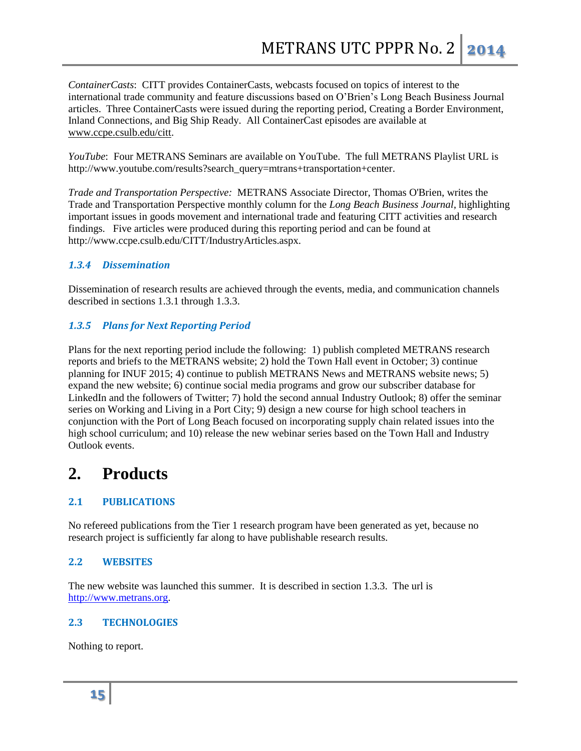*ContainerCasts*: CITT provides ContainerCasts, webcasts focused on topics of interest to the international trade community and feature discussions based on O'Brien's Long Beach Business Journal articles. Three ContainerCasts were issued during the reporting period, Creating a Border Environment, Inland Connections, and Big Ship Ready. All ContainerCast episodes are available at www.ccpe.csulb.edu/citt.

*YouTube*: Four METRANS Seminars are available on YouTube. The full METRANS Playlist URL is http://www.youtube.com/results?search_query=mtrans+transportation+center.

*Trade and Transportation Perspective:* METRANS Associate Director, Thomas O'Brien, writes the Trade and Transportation Perspective monthly column for the *Long Beach Business Journal*, highlighting important issues in goods movement and international trade and featuring CITT activities and research findings. Five articles were produced during this reporting period and can be found at http://www.ccpe.csulb.edu/CITT/IndustryArticles.aspx.

### *1.3.4 Dissemination*

Dissemination of research results are achieved through the events, media, and communication channels described in sections 1.3.1 through 1.3.3.

### *1.3.5 Plans for Next Reporting Period*

Plans for the next reporting period include the following: 1) publish completed METRANS research reports and briefs to the METRANS website; 2) hold the Town Hall event in October; 3) continue planning for INUF 2015; 4) continue to publish METRANS News and METRANS website news; 5) expand the new website; 6) continue social media programs and grow our subscriber database for LinkedIn and the followers of Twitter; 7) hold the second annual Industry Outlook; 8) offer the seminar series on Working and Living in a Port City; 9) design a new course for high school teachers in conjunction with the Port of Long Beach focused on incorporating supply chain related issues into the high school curriculum; and 10) release the new webinar series based on the Town Hall and Industry Outlook events.

# 2. Products

## 2.1 PUBLICATIONS

No refereed publications from the Tier 1 research program have been generated as yet, because no research project is sufficiently far along to have publishable research results.

## 2.2 WEBSITES

The new website was launched this summer. It is described in section 1.3.3. The url is http://www.metrans.org.

## 2.3 TECHNOLOGIES

Nothing to report.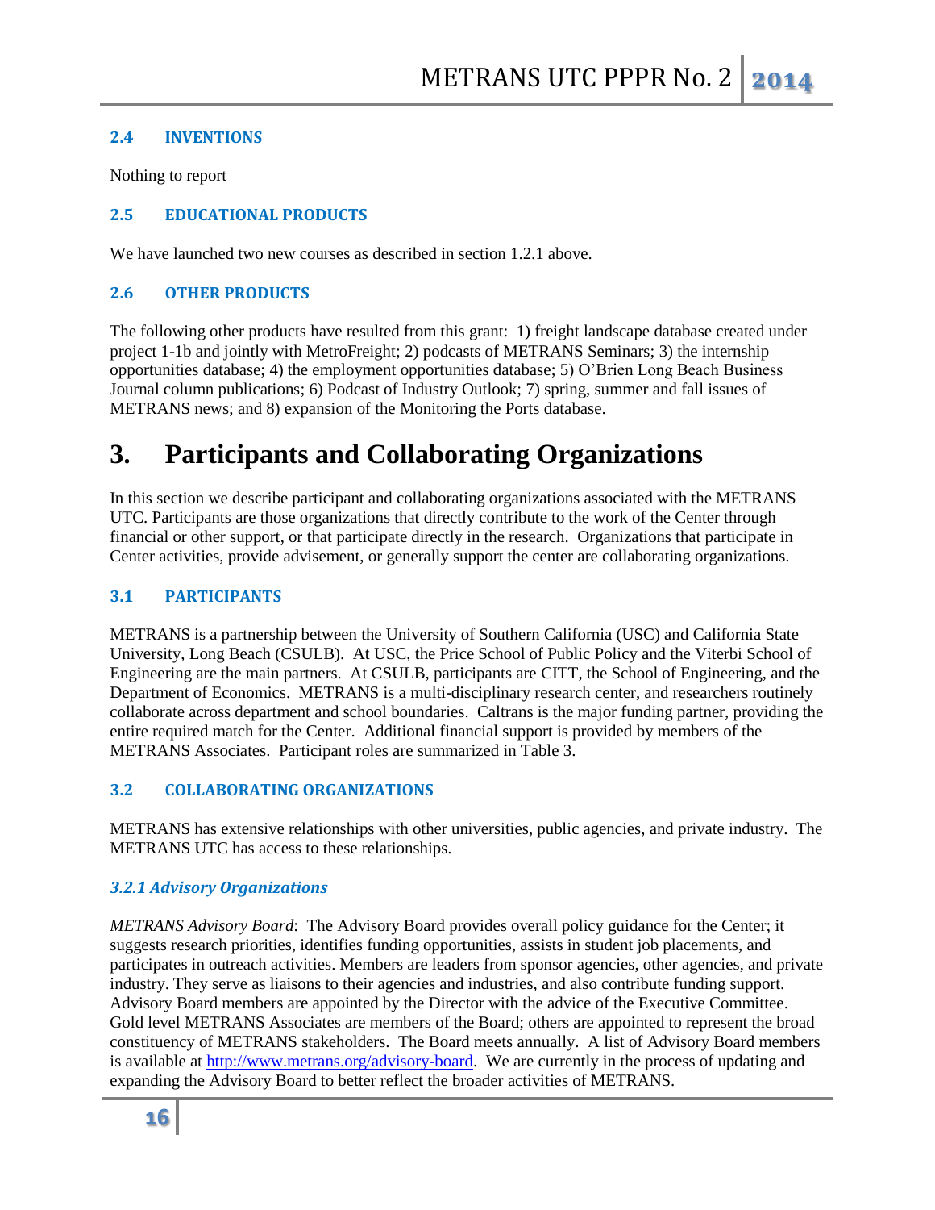### 2.4 INVENTIONS

Nothing to report

### 2.5 EDUCATIONAL PRODUCTS

We have launched two new courses as described in section 1.2.1 above.

### 2.6 OTHER PRODUCTS

The following other products have resulted from this grant: 1) freight landscape database created under project 1-1b and jointly with MetroFreight; 2) podcasts of METRANS Seminars; 3) the internship opportunities database; 4) the employment opportunities database; 5) O'Brien Long Beach Business Journal column publications; 6) Podcast of Industry Outlook; 7) spring, summer and fall issues of METRANS news; and 8) expansion of the Monitoring the Ports database.

# 3. Participants and Collaborating Organizations

In this section we describe participant and collaborating organizations associated with the METRANS UTC. Participants are those organizations that directly contribute to the work of the Center through financial or other support, or that participate directly in the research. Organizations that participate in Center activities, provide advisement, or generally support the center are collaborating organizations.

### 3.1 PARTICIPANTS

METRANS is a partnership between the University of Southern California (USC) and California State University, Long Beach (CSULB). At USC, the Price School of Public Policy and the Viterbi School of Engineering are the main partners. At CSULB, participants are CITT, the School of Engineering, and the Department of Economics. METRANS is a multi-disciplinary research center, and researchers routinely collaborate across department and school boundaries. Caltrans is the major funding partner, providing the entire required match for the Center. Additional financial support is provided by members of the METRANS Associates. Participant roles are summarized in Table 3.

### 3.2 COLLABORATING ORGANIZATIONS

METRANS has extensive relationships with other universities, public agencies, and private industry. The METRANS UTC has access to these relationships.

#### *3.2.1 Advisory Organizations*

*METRANS Advisory Board*: The Advisory Board provides overall policy guidance for the Center; it suggests research priorities, identifies funding opportunities, assists in student job placements, and participates in outreach activities. Members are leaders from sponsor agencies, other agencies, and private industry. They serve as liaisons to their agencies and industries, and also contribute funding support. Advisory Board members are appointed by the Director with the advice of the Executive Committee. Gold level METRANS Associates are members of the Board; others are appointed to represent the broad constituency of METRANS stakeholders. The Board meets annually. A list of Advisory Board members is available at http://www.metrans.org/advisory-board. We are currently in the process of updating and expanding the Advisory Board to better reflect the broader activities of METRANS.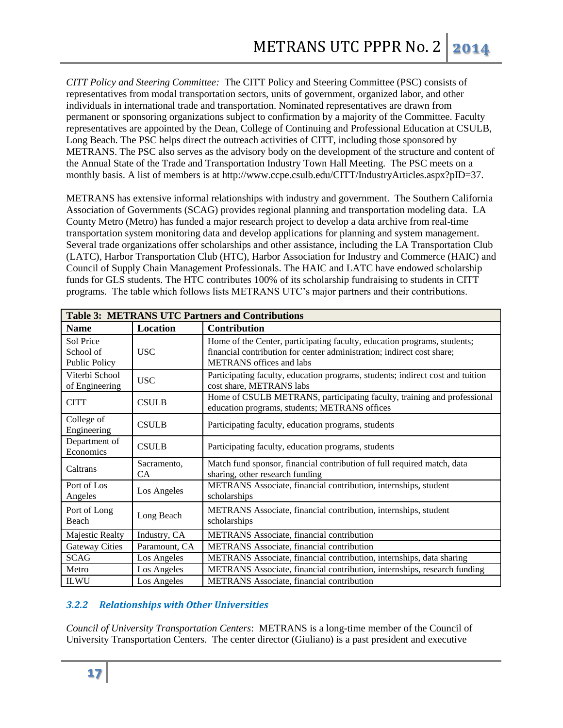*CITT Policy and Steering Committee:* The CITT Policy and Steering Committee (PSC) consists of representatives from modal transportation sectors, units of government, organized labor, and other individuals in international trade and transportation. Nominated representatives are drawn from permanent or sponsoring organizations subject to confirmation by a majority of the Committee. Faculty representatives are appointed by the Dean, College of Continuing and Professional Education at CSULB, Long Beach. The PSC helps direct the outreach activities of CITT, including those sponsored by METRANS. The PSC also serves as the advisory body on the development of the structure and content of the Annual State of the Trade and Transportation Industry Town Hall Meeting. The PSC meets on a monthly basis. A list of members is at http://www.ccpe.csulb.edu/CITT/IndustryArticles.aspx?pID=37.

METRANS has extensive informal relationships with industry and government. The Southern California Association of Governments (SCAG) provides regional planning and transportation modeling data. LA County Metro (Metro) has funded a major research project to develop a data archive from real-time transportation system monitoring data and develop applications for planning and system management. Several trade organizations offer scholarships and other assistance, including the LA Transportation Club (LATC), Harbor Transportation Club (HTC), Harbor Association for Industry and Commerce (HAIC) and Council of Supply Chain Management Professionals. The HAIC and LATC have endowed scholarship funds for GLS students. The HTC contributes 100% of its scholarship fundraising to students in CITT programs. The table which follows lists METRANS UTC's major partners and their contributions.

**Table 3: METRANS UTC Partners and Contributions**

| Name | Location | Contribution |
|---|---|---|
| Sol Price School of Public Policy | USC | Home of the Center, participating faculty, education programs, students; financial contribution for center administration; indirect cost share; METRANS offices and labs |
| Viterbi School of Engineering | USC | Participating faculty, education programs, students; indirect cost and tuition cost share, METRANS labs |
| CITT | CSULB | Home of CSULB METRANS, participating faculty, training and professional education programs, students; METRANS offices |
| College of Engineering | CSULB | Participating faculty, education programs, students |
| Department of Economics | CSULB | Participating faculty, education programs, students |
| Caltrans | Sacramento, CA | Match fund sponsor, financial contribution of full required match, data sharing, other research funding |
| Port of Los Angeles | Los Angeles | METRANS Associate, financial contribution, internships, student scholarships |
| Port of Long Beach | Long Beach | METRANS Associate, financial contribution, internships, student scholarships |
| Majestic Realty | Industry, CA | METRANS Associate, financial contribution |
| Gateway Cities | Paramount, CA | METRANS Associate, financial contribution |
| SCAG | Los Angeles | METRANS Associate, financial contribution, internships, data sharing |
| Metro | Los Angeles | METRANS Associate, financial contribution, internships, research funding |
| ILWU | Los Angeles | METRANS Associate, financial contribution |

### *3.2.2 Relationships with Other Universities*

*Council of University Transportation Centers*: METRANS is a long-time member of the Council of University Transportation Centers. The center director (Giuliano) is a past president and executive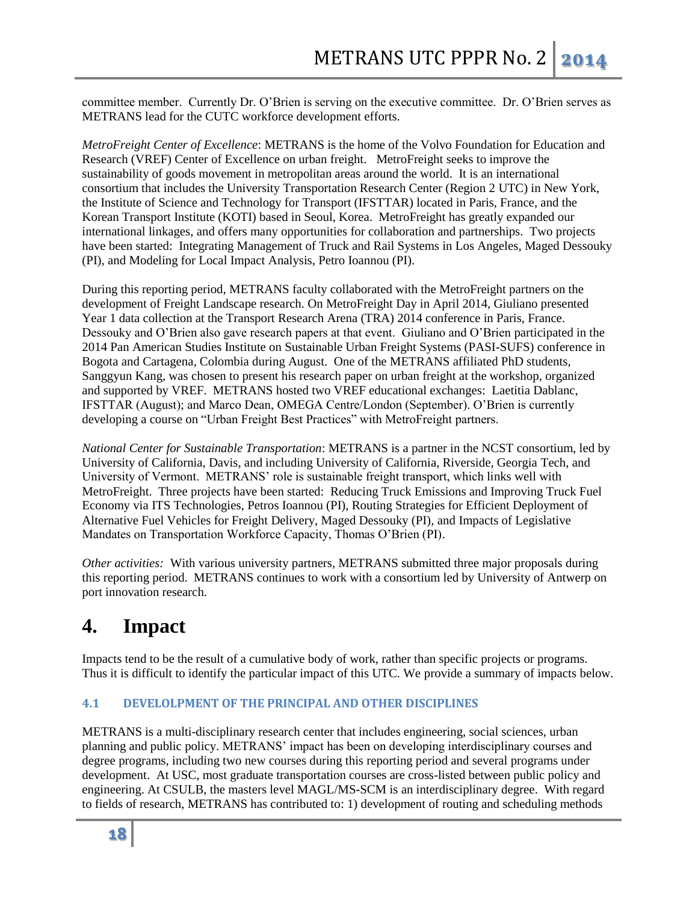committee member. Currently Dr. O'Brien is serving on the executive committee. Dr. O'Brien serves as METRANS lead for the CUTC workforce development efforts.

*MetroFreight Center of Excellence*: METRANS is the home of the Volvo Foundation for Education and Research (VREF) Center of Excellence on urban freight. MetroFreight seeks to improve the sustainability of goods movement in metropolitan areas around the world. It is an international consortium that includes the University Transportation Research Center (Region 2 UTC) in New York, the Institute of Science and Technology for Transport (IFSTTAR) located in Paris, France, and the Korean Transport Institute (KOTI) based in Seoul, Korea. MetroFreight has greatly expanded our international linkages, and offers many opportunities for collaboration and partnerships. Two projects have been started: Integrating Management of Truck and Rail Systems in Los Angeles, Maged Dessouky (PI), and Modeling for Local Impact Analysis, Petro Ioannou (PI).

During this reporting period, METRANS faculty collaborated with the MetroFreight partners on the development of Freight Landscape research. On MetroFreight Day in April 2014, Giuliano presented Year 1 data collection at the Transport Research Arena (TRA) 2014 conference in Paris, France. Dessouky and O'Brien also gave research papers at that event. Giuliano and O'Brien participated in the 2014 Pan American Studies Institute on Sustainable Urban Freight Systems (PASI-SUFS) conference in Bogota and Cartagena, Colombia during August. One of the METRANS affiliated PhD students, Sanggyun Kang, was chosen to present his research paper on urban freight at the workshop, organized and supported by VREF. METRANS hosted two VREF educational exchanges: Laetitia Dablanc, IFSTTAR (August); and Marco Dean, OMEGA Centre/London (September). O'Brien is currently developing a course on "Urban Freight Best Practices" with MetroFreight partners.

*National Center for Sustainable Transportation*: METRANS is a partner in the NCST consortium, led by University of California, Davis, and including University of California, Riverside, Georgia Tech, and University of Vermont. METRANS' role is sustainable freight transport, which links well with MetroFreight. Three projects have been started: Reducing Truck Emissions and Improving Truck Fuel Economy via ITS Technologies, Petros Ioannou (PI), Routing Strategies for Efficient Deployment of Alternative Fuel Vehicles for Freight Delivery, Maged Dessouky (PI), and Impacts of Legislative Mandates on Transportation Workforce Capacity, Thomas O'Brien (PI).

*Other activities:* With various university partners, METRANS submitted three major proposals during this reporting period. METRANS continues to work with a consortium led by University of Antwerp on port innovation research.

# 4. Impact

Impacts tend to be the result of a cumulative body of work, rather than specific projects or programs. Thus it is difficult to identify the particular impact of this UTC. We provide a summary of impacts below.

### 4.1 DEVELOLPMENT OF THE PRINCIPAL AND OTHER DISCIPLINES

METRANS is a multi-disciplinary research center that includes engineering, social sciences, urban planning and public policy. METRANS' impact has been on developing interdisciplinary courses and degree programs, including two new courses during this reporting period and several programs under development. At USC, most graduate transportation courses are cross-listed between public policy and engineering. At CSULB, the masters level MAGL/MS-SCM is an interdisciplinary degree. With regard to fields of research, METRANS has contributed to: 1) development of routing and scheduling methods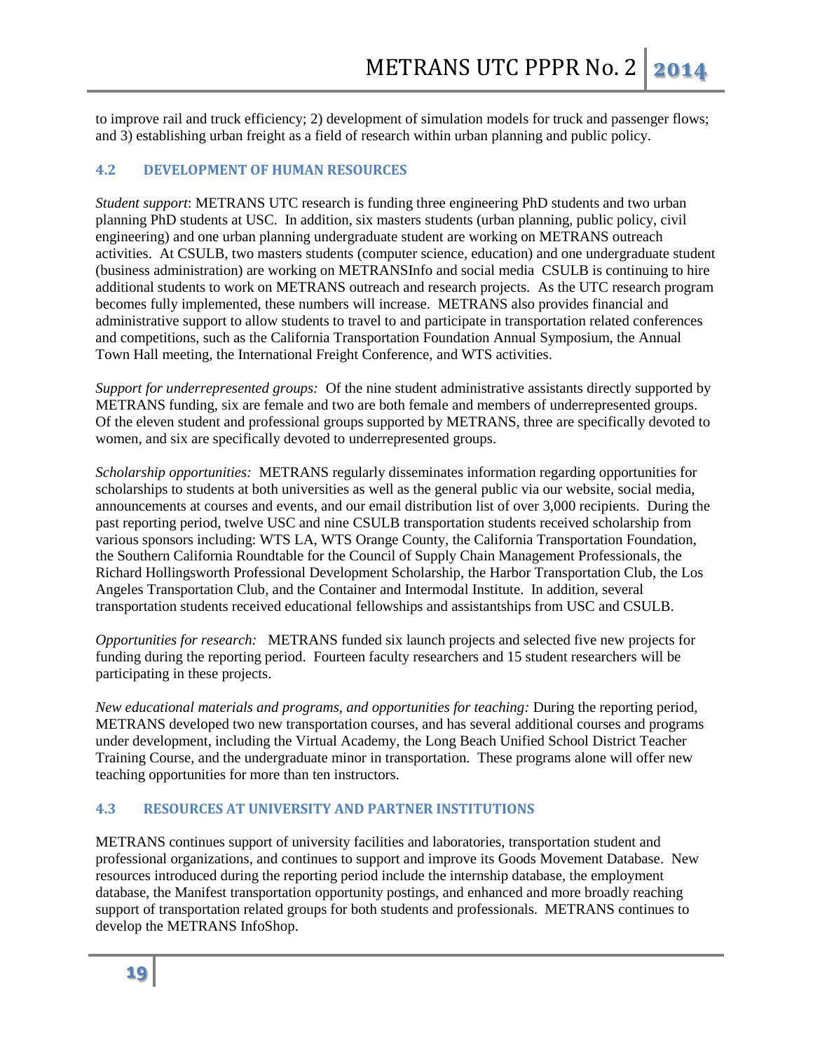to improve rail and truck efficiency; 2) development of simulation models for truck and passenger flows; and 3) establishing urban freight as a field of research within urban planning and public policy.

## 4.2 DEVELOPMENT OF HUMAN RESOURCES

*Student support*: METRANS UTC research is funding three engineering PhD students and two urban planning PhD students at USC. In addition, six masters students (urban planning, public policy, civil engineering) and one urban planning undergraduate student are working on METRANS outreach activities. At CSULB, two masters students (computer science, education) and one undergraduate student (business administration) are working on METRANSInfo and social media CSULB is continuing to hire additional students to work on METRANS outreach and research projects. As the UTC research program becomes fully implemented, these numbers will increase. METRANS also provides financial and administrative support to allow students to travel to and participate in transportation related conferences and competitions, such as the California Transportation Foundation Annual Symposium, the Annual Town Hall meeting, the International Freight Conference, and WTS activities.

*Support for underrepresented groups:* Of the nine student administrative assistants directly supported by METRANS funding, six are female and two are both female and members of underrepresented groups. Of the eleven student and professional groups supported by METRANS, three are specifically devoted to women, and six are specifically devoted to underrepresented groups.

*Scholarship opportunities:* METRANS regularly disseminates information regarding opportunities for scholarships to students at both universities as well as the general public via our website, social media, announcements at courses and events, and our email distribution list of over 3,000 recipients. During the past reporting period, twelve USC and nine CSULB transportation students received scholarship from various sponsors including: WTS LA, WTS Orange County, the California Transportation Foundation, the Southern California Roundtable for the Council of Supply Chain Management Professionals, the Richard Hollingsworth Professional Development Scholarship, the Harbor Transportation Club, the Los Angeles Transportation Club, and the Container and Intermodal Institute. In addition, several transportation students received educational fellowships and assistantships from USC and CSULB.

*Opportunities for research:* METRANS funded six launch projects and selected five new projects for funding during the reporting period. Fourteen faculty researchers and 15 student researchers will be participating in these projects.

*New educational materials and programs, and opportunities for teaching:* During the reporting period, METRANS developed two new transportation courses, and has several additional courses and programs under development, including the Virtual Academy, the Long Beach Unified School District Teacher Training Course, and the undergraduate minor in transportation. These programs alone will offer new teaching opportunities for more than ten instructors.

## 4.3 RESOURCES AT UNIVERSITY AND PARTNER INSTITUTIONS

METRANS continues support of university facilities and laboratories, transportation student and professional organizations, and continues to support and improve its Goods Movement Database. New resources introduced during the reporting period include the internship database, the employment database, the Manifest transportation opportunity postings, and enhanced and more broadly reaching support of transportation related groups for both students and professionals. METRANS continues to develop the METRANS InfoShop.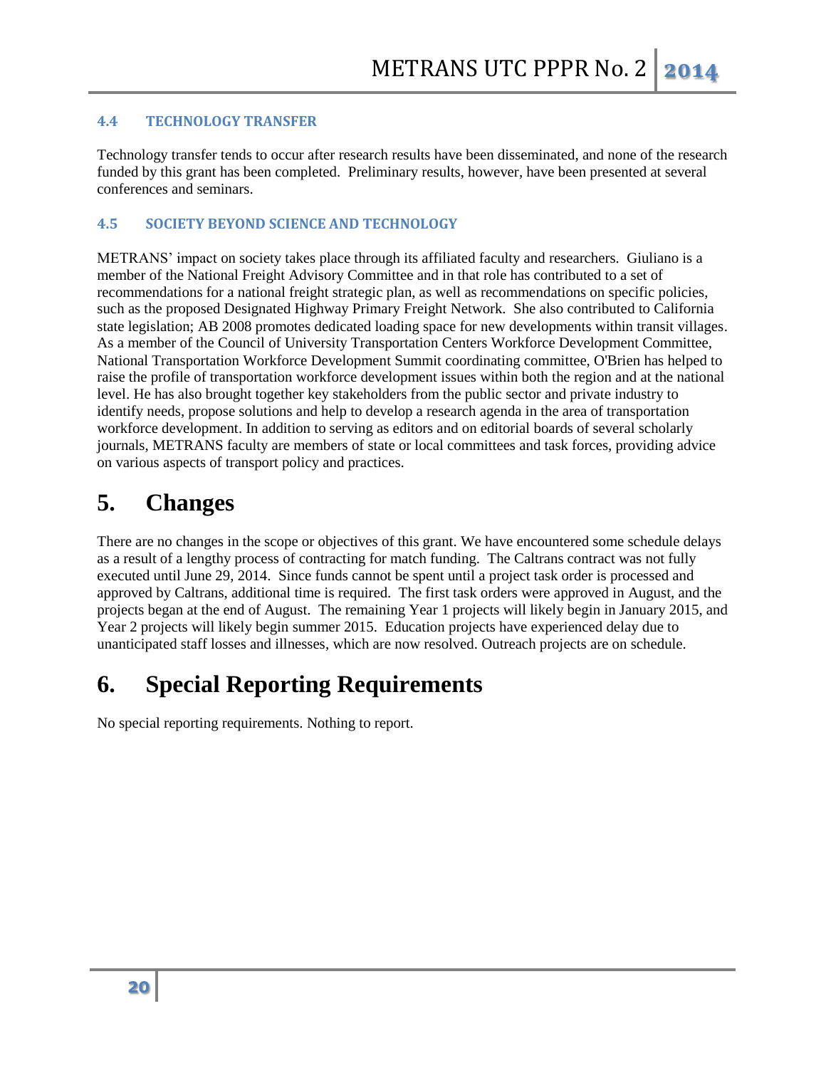### 4.4 TECHNOLOGY TRANSFER

Technology transfer tends to occur after research results have been disseminated, and none of the research funded by this grant has been completed. Preliminary results, however, have been presented at several conferences and seminars.

### 4.5 SOCIETY BEYOND SCIENCE AND TECHNOLOGY

METRANS' impact on society takes place through its affiliated faculty and researchers. Giuliano is a member of the National Freight Advisory Committee and in that role has contributed to a set of recommendations for a national freight strategic plan, as well as recommendations on specific policies, such as the proposed Designated Highway Primary Freight Network. She also contributed to California state legislation; AB 2008 promotes dedicated loading space for new developments within transit villages. As a member of the Council of University Transportation Centers Workforce Development Committee, National Transportation Workforce Development Summit coordinating committee, O'Brien has helped to raise the profile of transportation workforce development issues within both the region and at the national level. He has also brought together key stakeholders from the public sector and private industry to identify needs, propose solutions and help to develop a research agenda in the area of transportation workforce development. In addition to serving as editors and on editorial boards of several scholarly journals, METRANS faculty are members of state or local committees and task forces, providing advice on various aspects of transport policy and practices.

# 5. Changes

There are no changes in the scope or objectives of this grant. We have encountered some schedule delays as a result of a lengthy process of contracting for match funding. The Caltrans contract was not fully executed until June 29, 2014. Since funds cannot be spent until a project task order is processed and approved by Caltrans, additional time is required. The first task orders were approved in August, and the projects began at the end of August. The remaining Year 1 projects will likely begin in January 2015, and Year 2 projects will likely begin summer 2015. Education projects have experienced delay due to unanticipated staff losses and illnesses, which are now resolved. Outreach projects are on schedule.

# 6. Special Reporting Requirements

No special reporting requirements. Nothing to report.